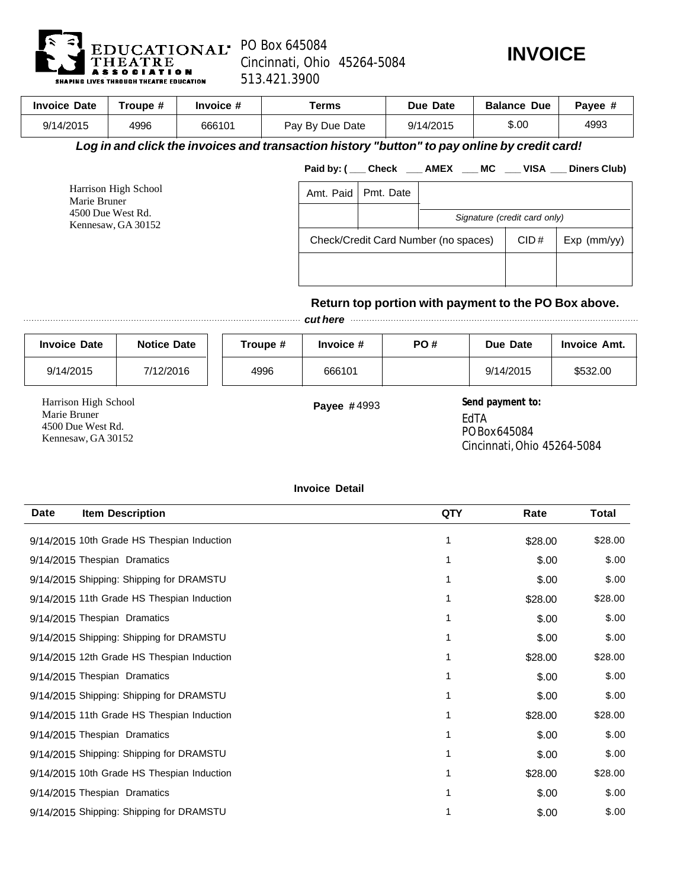EDUCATIONAL THEATRE ASSOCIATION
SHAPING LIVES THROUGH THEATRE EDUCATION

PO Box 645084
Cincinnati, Ohio 45264-5084
513.421.3900

# INVOICE

| Invoice Date | Troupe # | Invoice # | Terms | Due Date | Balance Due | Payee # |
|---|---|---|---|---|---|---|
| 9/14/2015 | 4996 | 666101 | Pay By Due Date | 9/14/2015 | $.00 | 4993 |

***Log in and click the invoices and transaction history "button" to pay online by credit card!***

**Paid by: ( ___ Check ___ AMEX ___ MC ___ VISA ___ Diners Club)**

Harrison High School
Marie Bruner
4500 Due West Rd.
Kennesaw, GA 30152

| Amt. Paid | Pmt. Date | |
|---|---|---|
| | | *Signature (credit card only)* |

| Check/Credit Card Number (no spaces) | CID# | Exp (mm/yy) |
|---|---|---|
| | | |

**Return top portion with payment to the PO Box above.**

*cut here*

| Invoice Date | Notice Date | Troupe # | Invoice # | PO # | Due Date | Invoice Amt. |
|---|---|---|---|---|---|---|
| 9/14/2015 | 7/12/2016 | 4996 | 666101 | | 9/14/2015 | $532.00 |

Harrison High School
Marie Bruner
4500 Due West Rd.
Kennesaw, GA 30152

**Payee #** 4993

**Send payment to:**
EdTA
PO Box 645084
Cincinnati, Ohio 45264-5084

**Invoice Detail**

| Date | Item Description | QTY | Rate | Total |
|---|---|---|---|---|
| 9/14/2015 | 10th Grade HS Thespian Induction | 1 | $28.00 | $28.00 |
| 9/14/2015 | Thespian Dramatics | 1 | $.00 | $.00 |
| 9/14/2015 | Shipping: Shipping for DRAMSTU | 1 | $.00 | $.00 |
| 9/14/2015 | 11th Grade HS Thespian Induction | 1 | $28.00 | $28.00 |
| 9/14/2015 | Thespian Dramatics | 1 | $.00 | $.00 |
| 9/14/2015 | Shipping: Shipping for DRAMSTU | 1 | $.00 | $.00 |
| 9/14/2015 | 12th Grade HS Thespian Induction | 1 | $28.00 | $28.00 |
| 9/14/2015 | Thespian Dramatics | 1 | $.00 | $.00 |
| 9/14/2015 | Shipping: Shipping for DRAMSTU | 1 | $.00 | $.00 |
| 9/14/2015 | 11th Grade HS Thespian Induction | 1 | $28.00 | $28.00 |
| 9/14/2015 | Thespian Dramatics | 1 | $.00 | $.00 |
| 9/14/2015 | Shipping: Shipping for DRAMSTU | 1 | $.00 | $.00 |
| 9/14/2015 | 10th Grade HS Thespian Induction | 1 | $28.00 | $28.00 |
| 9/14/2015 | Thespian Dramatics | 1 | $.00 | $.00 |
| 9/14/2015 | Shipping: Shipping for DRAMSTU | 1 | $.00 | $.00 |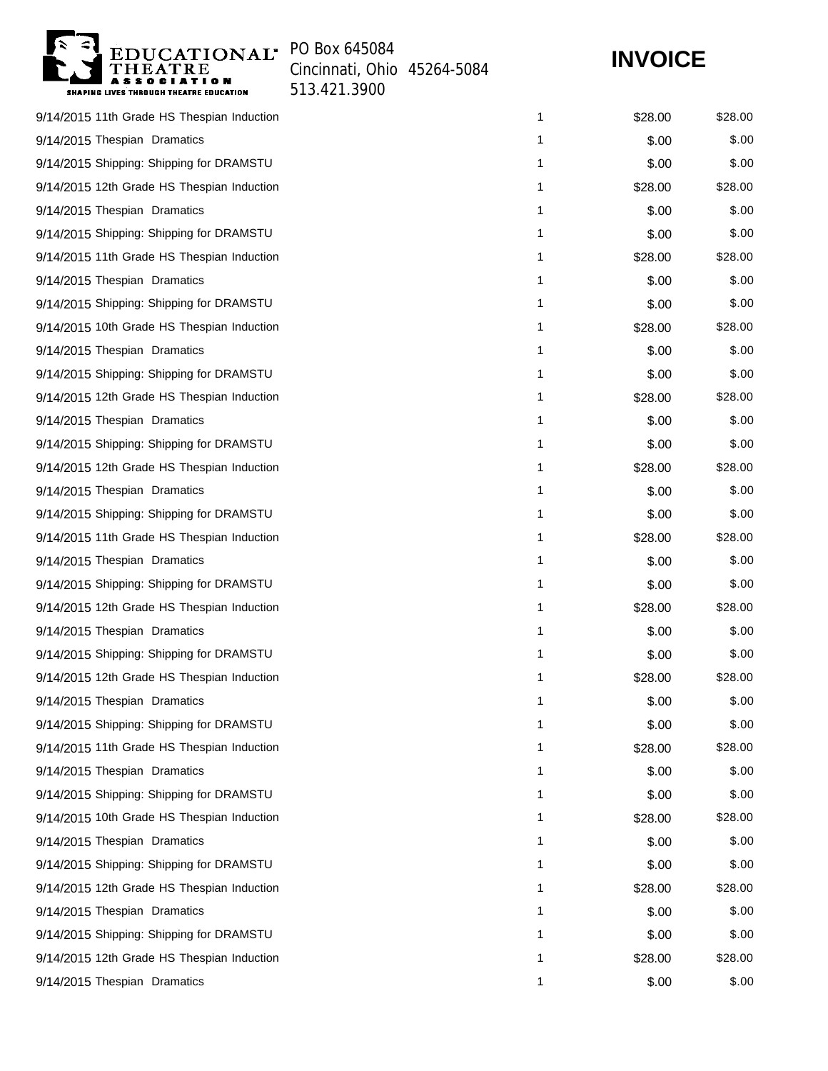EDUCATIONAL THEATRE ASSOCIATION
SHAPING LIVES THROUGH THEATRE EDUCATION

PO Box 645084
Cincinnati, Ohio 45264-5084
513.421.3900

# INVOICE

| | | | | |
|---|---|---|---|---|
| 9/14/2015 | 11th Grade HS Thespian Induction | 1 | $28.00 | $28.00 |
| 9/14/2015 | Thespian Dramatics | 1 | $.00 | $.00 |
| 9/14/2015 | Shipping: Shipping for DRAMSTU | 1 | $.00 | $.00 |
| 9/14/2015 | 12th Grade HS Thespian Induction | 1 | $28.00 | $28.00 |
| 9/14/2015 | Thespian Dramatics | 1 | $.00 | $.00 |
| 9/14/2015 | Shipping: Shipping for DRAMSTU | 1 | $.00 | $.00 |
| 9/14/2015 | 11th Grade HS Thespian Induction | 1 | $28.00 | $28.00 |
| 9/14/2015 | Thespian Dramatics | 1 | $.00 | $.00 |
| 9/14/2015 | Shipping: Shipping for DRAMSTU | 1 | $.00 | $.00 |
| 9/14/2015 | 10th Grade HS Thespian Induction | 1 | $28.00 | $28.00 |
| 9/14/2015 | Thespian Dramatics | 1 | $.00 | $.00 |
| 9/14/2015 | Shipping: Shipping for DRAMSTU | 1 | $.00 | $.00 |
| 9/14/2015 | 12th Grade HS Thespian Induction | 1 | $28.00 | $28.00 |
| 9/14/2015 | Thespian Dramatics | 1 | $.00 | $.00 |
| 9/14/2015 | Shipping: Shipping for DRAMSTU | 1 | $.00 | $.00 |
| 9/14/2015 | 12th Grade HS Thespian Induction | 1 | $28.00 | $28.00 |
| 9/14/2015 | Thespian Dramatics | 1 | $.00 | $.00 |
| 9/14/2015 | Shipping: Shipping for DRAMSTU | 1 | $.00 | $.00 |
| 9/14/2015 | 11th Grade HS Thespian Induction | 1 | $28.00 | $28.00 |
| 9/14/2015 | Thespian Dramatics | 1 | $.00 | $.00 |
| 9/14/2015 | Shipping: Shipping for DRAMSTU | 1 | $.00 | $.00 |
| 9/14/2015 | 12th Grade HS Thespian Induction | 1 | $28.00 | $28.00 |
| 9/14/2015 | Thespian Dramatics | 1 | $.00 | $.00 |
| 9/14/2015 | Shipping: Shipping for DRAMSTU | 1 | $.00 | $.00 |
| 9/14/2015 | 12th Grade HS Thespian Induction | 1 | $28.00 | $28.00 |
| 9/14/2015 | Thespian Dramatics | 1 | $.00 | $.00 |
| 9/14/2015 | Shipping: Shipping for DRAMSTU | 1 | $.00 | $.00 |
| 9/14/2015 | 11th Grade HS Thespian Induction | 1 | $28.00 | $28.00 |
| 9/14/2015 | Thespian Dramatics | 1 | $.00 | $.00 |
| 9/14/2015 | Shipping: Shipping for DRAMSTU | 1 | $.00 | $.00 |
| 9/14/2015 | 10th Grade HS Thespian Induction | 1 | $28.00 | $28.00 |
| 9/14/2015 | Thespian Dramatics | 1 | $.00 | $.00 |
| 9/14/2015 | Shipping: Shipping for DRAMSTU | 1 | $.00 | $.00 |
| 9/14/2015 | 12th Grade HS Thespian Induction | 1 | $28.00 | $28.00 |
| 9/14/2015 | Thespian Dramatics | 1 | $.00 | $.00 |
| 9/14/2015 | Shipping: Shipping for DRAMSTU | 1 | $.00 | $.00 |
| 9/14/2015 | 12th Grade HS Thespian Induction | 1 | $28.00 | $28.00 |
| 9/14/2015 | Thespian Dramatics | 1 | $.00 | $.00 |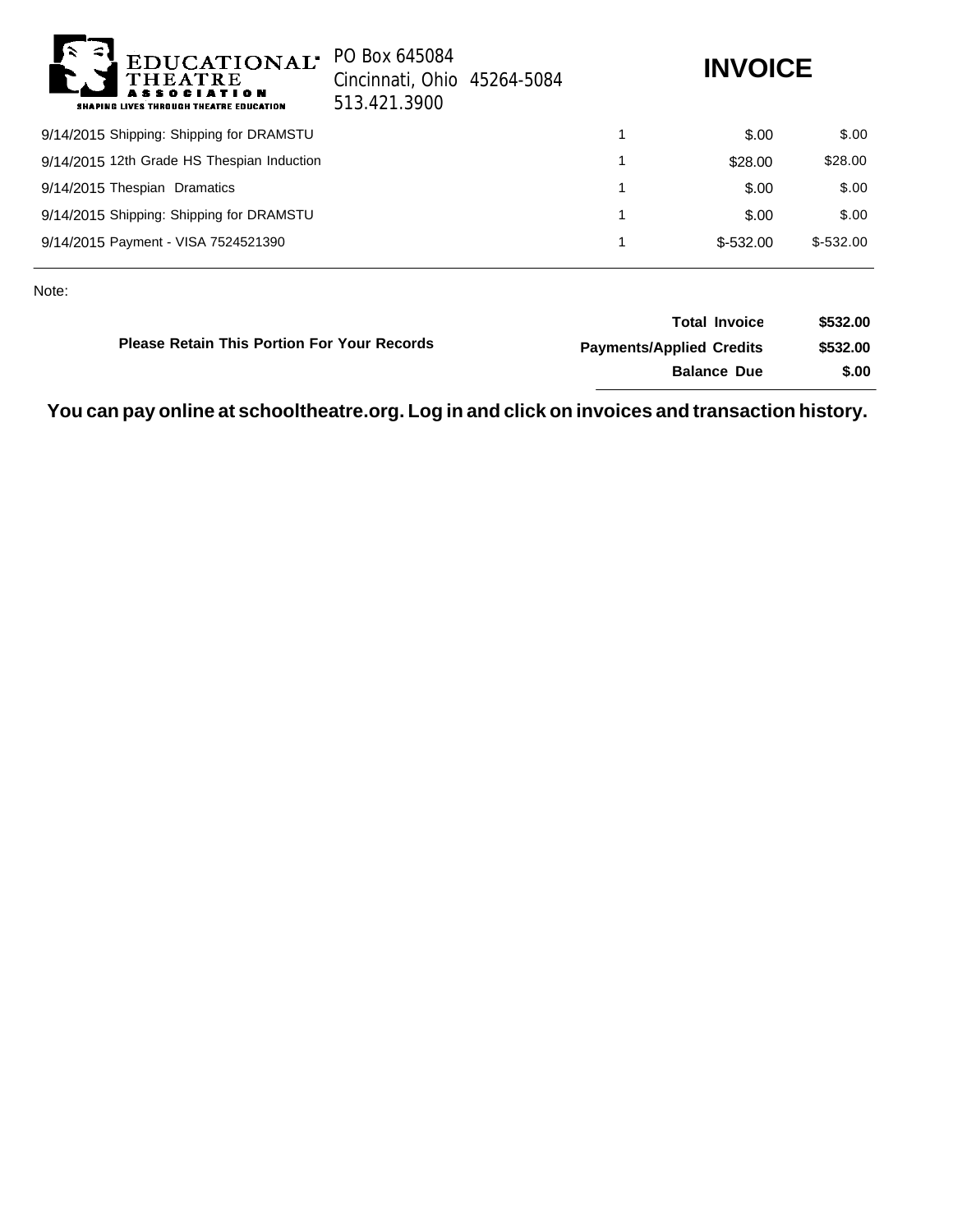EDUCATIONAL THEATRE ASSOCIATION
SHAPING LIVES THROUGH THEATRE EDUCATION

PO Box 645084
Cincinnati, Ohio 45264-5084
513.421.3900

# INVOICE

| | | | |
|---|---|---|---|
| 9/14/2015 Shipping: Shipping for DRAMSTU | 1 | $.00 | $.00 |
| 9/14/2015 12th Grade HS Thespian Induction | 1 | $28.00 | $28.00 |
| 9/14/2015 Thespian Dramatics | 1 | $.00 | $.00 |
| 9/14/2015 Shipping: Shipping for DRAMSTU | 1 | $.00 | $.00 |
| 9/14/2015 Payment - VISA 7524521390 | 1 | $-532.00 | $-532.00 |

Note:

**Please Retain This Portion For Your Records**

| | |
|---|---|
| **Total Invoice** | **$532.00** |
| **Payments/Applied Credits** | **$532.00** |
| **Balance Due** | **$.00** |

**You can pay online at schooltheatre.org. Log in and click on invoices and transaction history.**